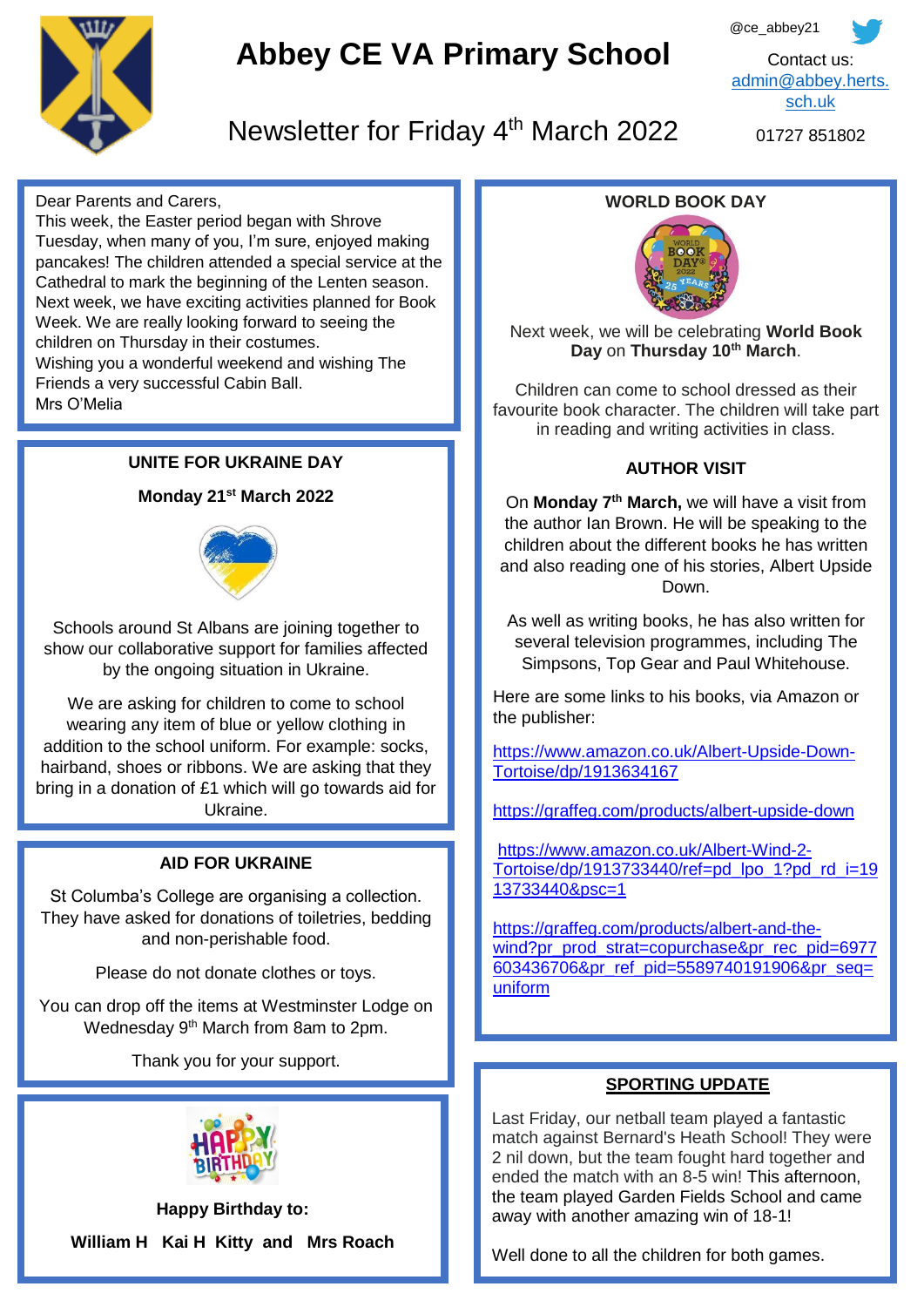# Abbey CE VA Primary School

@ce_abbey21

Contact us: [admin@abbey.herts.sch.uk](mailto:admin@abbey.herts.sch.uk)

01727 851802

## Newsletter for Friday 4th March 2022

Dear Parents and Carers,
This week, the Easter period began with Shrove Tuesday, when many of you, I'm sure, enjoyed making pancakes! The children attended a special service at the Cathedral to mark the beginning of the Lenten season. Next week, we have exciting activities planned for Book Week. We are really looking forward to seeing the children on Thursday in their costumes.
Wishing you a wonderful weekend and wishing The Friends a very successful Cabin Ball.
Mrs O'Melia

### UNITE FOR UKRAINE DAY

**Monday 21st March 2022**

Schools around St Albans are joining together to show our collaborative support for families affected by the ongoing situation in Ukraine.

We are asking for children to come to school wearing any item of blue or yellow clothing in addition to the school uniform. For example: socks, hairband, shoes or ribbons. We are asking that they bring in a donation of £1 which will go towards aid for Ukraine.

### AID FOR UKRAINE

St Columba's College are organising a collection. They have asked for donations of toiletries, bedding and non-perishable food.

Please do not donate clothes or toys.

You can drop off the items at Westminster Lodge on Wednesday 9th March from 8am to 2pm.

Thank you for your support.

**Happy Birthday to:**

**William H Kai H Kitty and Mrs Roach**

### WORLD BOOK DAY

Next week, we will be celebrating **World Book Day** on **Thursday 10th March**.

Children can come to school dressed as their favourite book character. The children will take part in reading and writing activities in class.

### AUTHOR VISIT

On **Monday 7th March,** we will have a visit from the author Ian Brown. He will be speaking to the children about the different books he has written and also reading one of his stories, Albert Upside Down.

As well as writing books, he has also written for several television programmes, including The Simpsons, Top Gear and Paul Whitehouse.

Here are some links to his books, via Amazon or the publisher:

https://www.amazon.co.uk/Albert-Upside-Down-Tortoise/dp/1913634167

https://graffeg.com/products/albert-upside-down

https://www.amazon.co.uk/Albert-Wind-2-Tortoise/dp/1913733440/ref=pd_lpo_1?pd_rd_i=1913733440&psc=1

https://graffeg.com/products/albert-and-the-wind?pr_prod_strat=copurchase&pr_rec_pid=6977603436706&pr_ref_pid=5589740191906&pr_seq=uniform

### SPORTING UPDATE

Last Friday, our netball team played a fantastic match against Bernard's Heath School! They were 2 nil down, but the team fought hard together and ended the match with an 8-5 win! This afternoon, the team played Garden Fields School and came away with another amazing win of 18-1!

Well done to all the children for both games.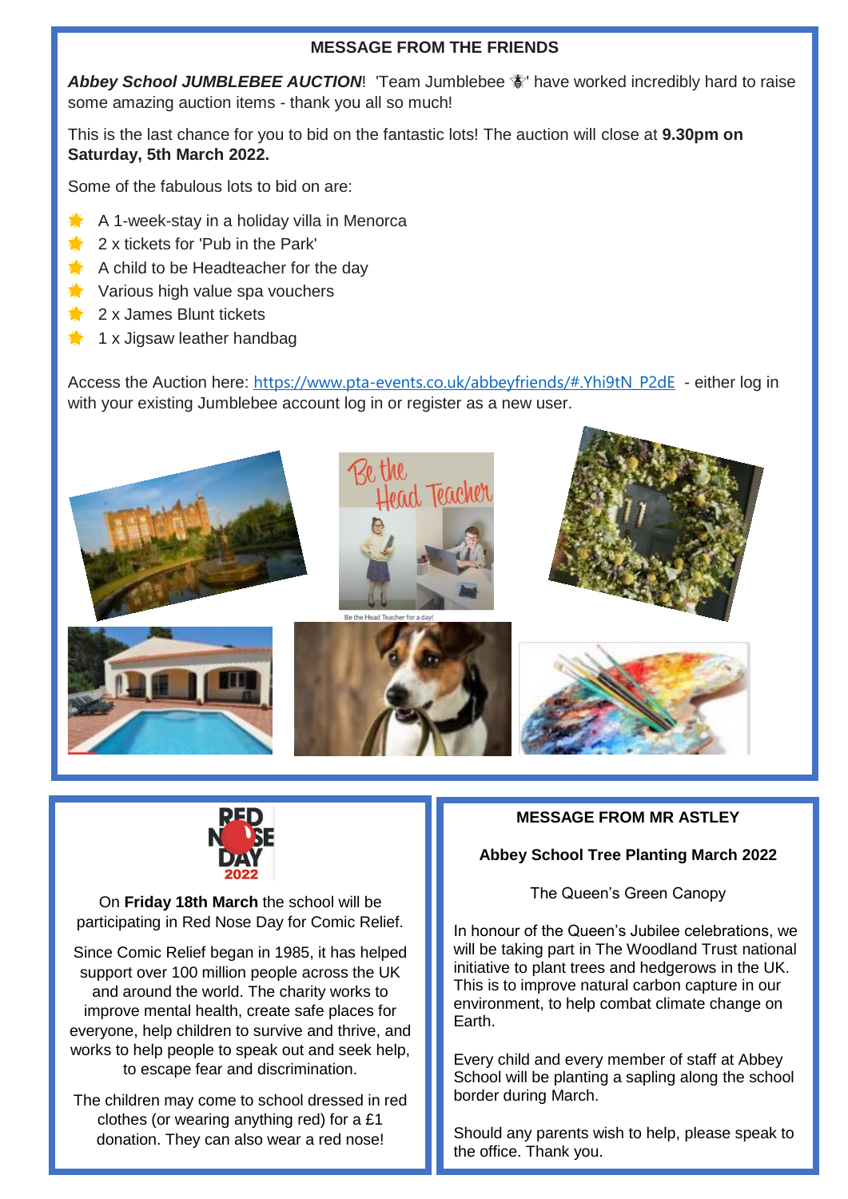## MESSAGE FROM THE FRIENDS

***Abbey School JUMBLEBEE AUCTION***! 'Team Jumblebee 🐝' have worked incredibly hard to raise some amazing auction items - thank you all so much!

This is the last chance for you to bid on the fantastic lots! The auction will close at **9.30pm on Saturday, 5th March 2022.**

Some of the fabulous lots to bid on are:

- A 1-week-stay in a holiday villa in Menorca
- 2 x tickets for 'Pub in the Park'
- A child to be Headteacher for the day
- Various high value spa vouchers
- 2 x James Blunt tickets
- 1 x Jigsaw leather handbag

Access the Auction here: https://www.pta-events.co.uk/abbeyfriends/#.Yhi9tN_P2dE - either log in with your existing Jumblebee account log in or register as a new user.

Be the Head Teacher

Be the Head Teacher for a day!

## RED NOSE DAY 2022

On **Friday 18th March** the school will be participating in Red Nose Day for Comic Relief.

Since Comic Relief began in 1985, it has helped support over 100 million people across the UK and around the world. The charity works to improve mental health, create safe places for everyone, help children to survive and thrive, and works to help people to speak out and seek help, to escape fear and discrimination.

The children may come to school dressed in red clothes (or wearing anything red) for a £1 donation. They can also wear a red nose!

## MESSAGE FROM MR ASTLEY

**Abbey School Tree Planting March 2022**

The Queen's Green Canopy

In honour of the Queen's Jubilee celebrations, we will be taking part in The Woodland Trust national initiative to plant trees and hedgerows in the UK. This is to improve natural carbon capture in our environment, to help combat climate change on Earth.

Every child and every member of staff at Abbey School will be planting a sapling along the school border during March.

Should any parents wish to help, please speak to the office. Thank you.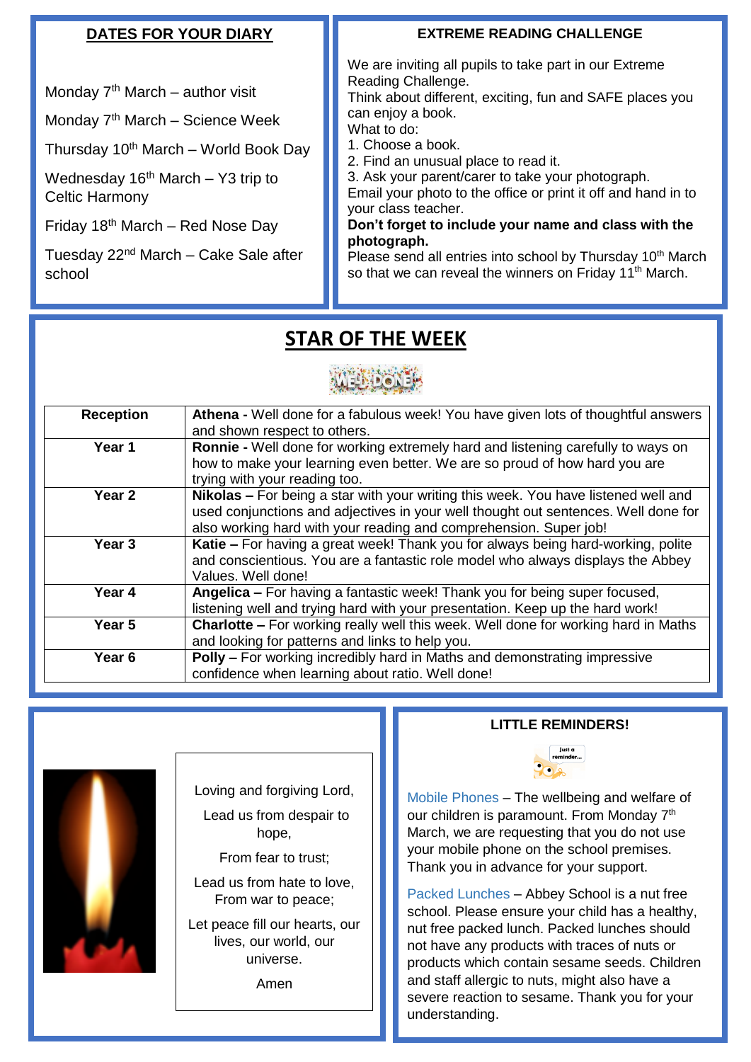## DATES FOR YOUR DIARY

Monday 7th March – author visit

Monday 7th March – Science Week

Thursday 10th March – World Book Day

Wednesday 16th March – Y3 trip to Celtic Harmony

Friday 18th March – Red Nose Day

Tuesday 22nd March – Cake Sale after school

## EXTREME READING CHALLENGE

We are inviting all pupils to take part in our Extreme Reading Challenge.
Think about different, exciting, fun and SAFE places you can enjoy a book.
What to do:

1. Choose a book.
2. Find an unusual place to read it.
3. Ask your parent/carer to take your photograph.

Email your photo to the office or print it off and hand in to your class teacher.
**Don't forget to include your name and class with the photograph.**
Please send all entries into school by Thursday 10th March so that we can reveal the winners on Friday 11th March.

## STAR OF THE WEEK

| | |
|---|---|
| **Reception** | **Athena -** Well done for a fabulous week! You have given lots of thoughtful answers and shown respect to others. |
| **Year 1** | **Ronnie -** Well done for working extremely hard and listening carefully to ways on how to make your learning even better. We are so proud of how hard you are trying with your reading too. |
| **Year 2** | **Nikolas –** For being a star with your writing this week. You have listened well and used conjunctions and adjectives in your well thought out sentences. Well done for also working hard with your reading and comprehension. Super job! |
| **Year 3** | **Katie –** For having a great week! Thank you for always being hard-working, polite and conscientious. You are a fantastic role model who always displays the Abbey Values. Well done! |
| **Year 4** | **Angelica –** For having a fantastic week! Thank you for being super focused, listening well and trying hard with your presentation. Keep up the hard work! |
| **Year 5** | **Charlotte –** For working really well this week. Well done for working hard in Maths and looking for patterns and links to help you. |
| **Year 6** | **Polly –** For working incredibly hard in Maths and demonstrating impressive confidence when learning about ratio. Well done! |

Loving and forgiving Lord,

Lead us from despair to hope,

From fear to trust;

Lead us from hate to love,
From war to peace;

Let peace fill our hearts, our lives, our world, our universe.

Amen

## LITTLE REMINDERS!

Mobile Phones – The wellbeing and welfare of our children is paramount. From Monday 7th March, we are requesting that you do not use your mobile phone on the school premises. Thank you in advance for your support.

Packed Lunches – Abbey School is a nut free school. Please ensure your child has a healthy, nut free packed lunch. Packed lunches should not have any products with traces of nuts or products which contain sesame seeds. Children and staff allergic to nuts, might also have a severe reaction to sesame. Thank you for your understanding.